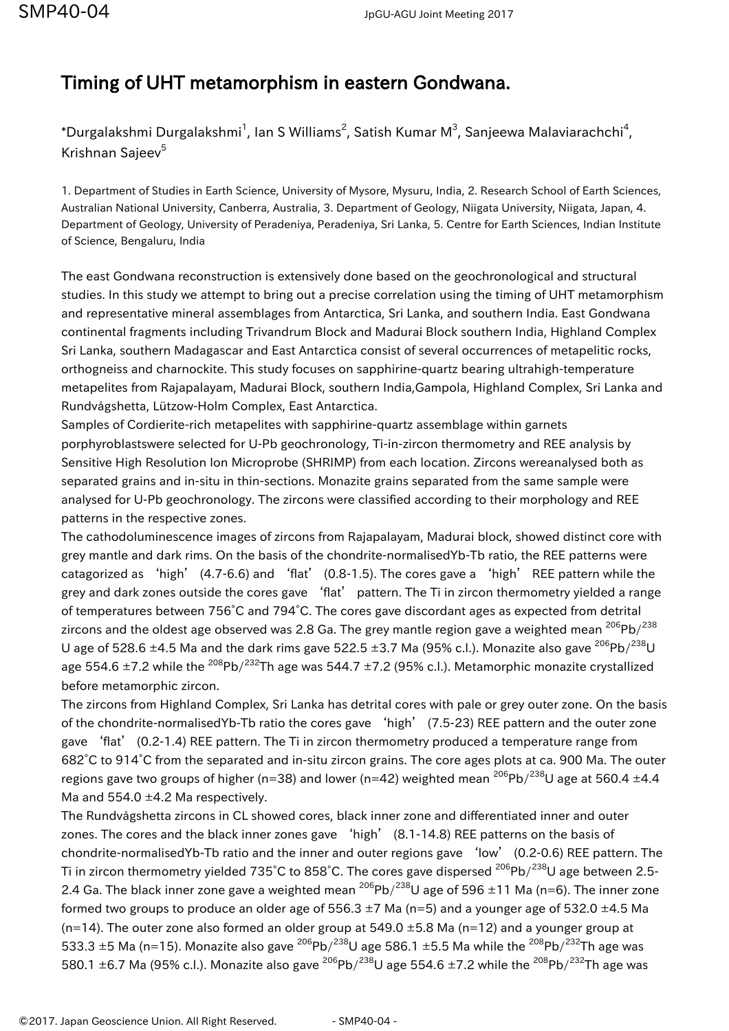# Timing of UHT metamorphism in eastern Gondwana.

*Durgalakshmi Durgalakshmi[1], Ian S Williams[2], Satish Kumar M[3], Sanjeewa Malaviarachchi[4], Krishnan Sajeev[5]

1. Department of Studies in Earth Science, University of Mysore, Mysuru, India, 2. Research School of Earth Sciences, Australian National University, Canberra, Australia, 3. Department of Geology, Niigata University, Niigata, Japan, 4. Department of Geology, University of Peradeniya, Peradeniya, Sri Lanka, 5. Centre for Earth Sciences, Indian Institute of Science, Bengaluru, India

The east Gondwana reconstruction is extensively done based on the geochronological and structural studies. In this study we attempt to bring out a precise correlation using the timing of UHT metamorphism and representative mineral assemblages from Antarctica, Sri Lanka, and southern India. East Gondwana continental fragments including Trivandrum Block and Madurai Block southern India, Highland Complex Sri Lanka, southern Madagascar and East Antarctica consist of several occurrences of metapelitic rocks, orthogneiss and charnockite. This study focuses on sapphirine-quartz bearing ultrahigh-temperature metapelites from Rajapalayam, Madurai Block, southern India,Gampola, Highland Complex, Sri Lanka and Rundvågshetta, Lützow-Holm Complex, East Antarctica.

Samples of Cordierite-rich metapelites with sapphirine-quartz assemblage within garnets porphyroblastswere selected for U-Pb geochronology, Ti-in-zircon thermometry and REE analysis by Sensitive High Resolution Ion Microprobe (SHRIMP) from each location. Zircons wereanalysed both as separated grains and in-situ in thin-sections. Monazite grains separated from the same sample were analysed for U-Pb geochronology. The zircons were classified according to their morphology and REE patterns in the respective zones.

The cathodoluminescence images of zircons from Rajapalayam, Madurai block, showed distinct core with grey mantle and dark rims. On the basis of the chondrite-normalisedYb-Tb ratio, the REE patterns were catagorized as 'high' (4.7-6.6) and 'flat' (0.8-1.5). The cores gave a 'high' REE pattern while the grey and dark zones outside the cores gave 'flat' pattern. The Ti in zircon thermometry yielded a range of temperatures between 756°C and 794°C. The cores gave discordant ages as expected from detrital zircons and the oldest age observed was 2.8 Ga. The grey mantle region gave a weighted mean $^{206}Pb/^{238}U$ age of 528.6 ±4.5 Ma and the dark rims gave 522.5 ±3.7 Ma (95% c.l.). Monazite also gave $^{206}Pb/^{238}U$ age 554.6 ±7.2 while the $^{208}Pb/^{232}Th$ age was 544.7 ±7.2 (95% c.l.). Metamorphic monazite crystallized before metamorphic zircon.

The zircons from Highland Complex, Sri Lanka has detrital cores with pale or grey outer zone. On the basis of the chondrite-normalisedYb-Tb ratio the cores gave 'high' (7.5-23) REE pattern and the outer zone gave 'flat' (0.2-1.4) REE pattern. The Ti in zircon thermometry produced a temperature range from 682°C to 914°C from the separated and in-situ zircon grains. The core ages plots at ca. 900 Ma. The outer regions gave two groups of higher (n=38) and lower (n=42) weighted mean $^{206}Pb/^{238}U$ age at 560.4 ±4.4 Ma and 554.0 ±4.2 Ma respectively.

The Rundvågshetta zircons in CL showed cores, black inner zone and differentiated inner and outer zones. The cores and the black inner zones gave 'high' (8.1-14.8) REE patterns on the basis of chondrite-normalisedYb-Tb ratio and the inner and outer regions gave 'low' (0.2-0.6) REE pattern. The Ti in zircon thermometry yielded 735°C to 858°C. The cores gave dispersed $^{206}Pb/^{238}U$ age between 2.5-2.4 Ga. The black inner zone gave a weighted mean $^{206}Pb/^{238}U$ age of 596 ±11 Ma (n=6). The inner zone formed two groups to produce an older age of 556.3 ±7 Ma (n=5) and a younger age of 532.0 ±4.5 Ma (n=14). The outer zone also formed an older group at 549.0 ±5.8 Ma (n=12) and a younger group at 533.3 ±5 Ma (n=15). Monazite also gave $^{206}Pb/^{238}U$ age 586.1 ±5.5 Ma while the $^{208}Pb/^{232}Th$ age was 580.1 ±6.7 Ma (95% c.l.). Monazite also gave $^{206}Pb/^{238}U$ age 554.6 ±7.2 while the $^{208}Pb/^{232}Th$ age was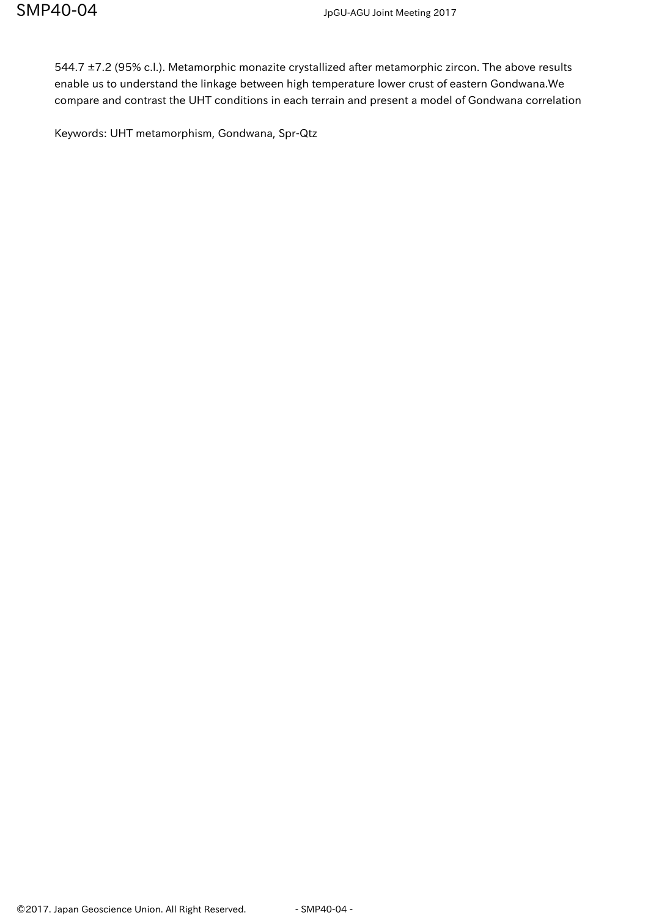544.7 ±7.2 (95% c.l.). Metamorphic monazite crystallized after metamorphic zircon. The above results enable us to understand the linkage between high temperature lower crust of eastern Gondwana.We compare and contrast the UHT conditions in each terrain and present a model of Gondwana correlation

Keywords: UHT metamorphism, Gondwana, Spr-Qtz